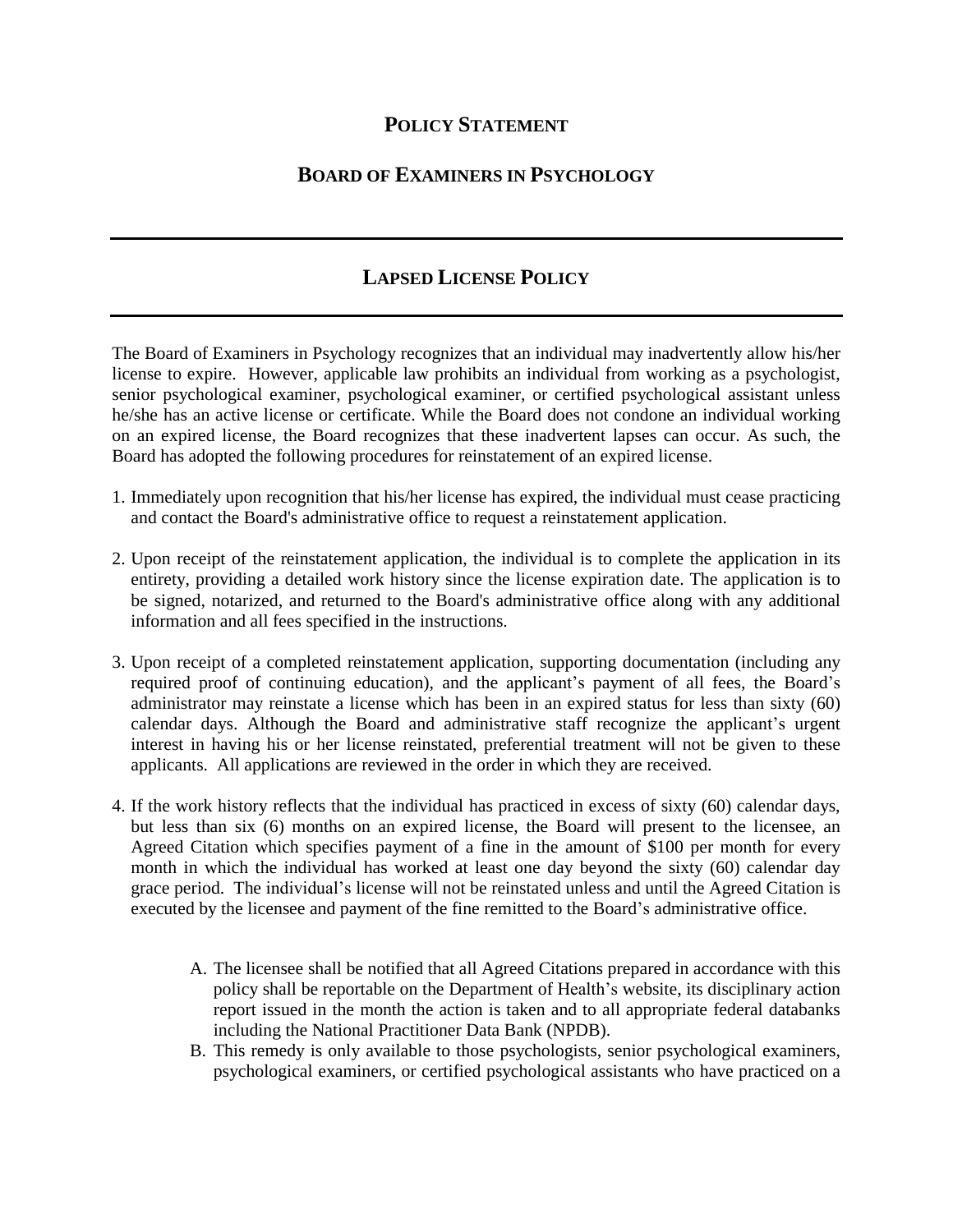# Policy Statement

## Board of Examiners in Psychology

---

## Lapsed License Policy

---

The Board of Examiners in Psychology recognizes that an individual may inadvertently allow his/her license to expire. However, applicable law prohibits an individual from working as a psychologist, senior psychological examiner, psychological examiner, or certified psychological assistant unless he/she has an active license or certificate. While the Board does not condone an individual working on an expired license, the Board recognizes that these inadvertent lapses can occur. As such, the Board has adopted the following procedures for reinstatement of an expired license.

1. Immediately upon recognition that his/her license has expired, the individual must cease practicing and contact the Board's administrative office to request a reinstatement application.

2. Upon receipt of the reinstatement application, the individual is to complete the application in its entirety, providing a detailed work history since the license expiration date. The application is to be signed, notarized, and returned to the Board's administrative office along with any additional information and all fees specified in the instructions.

3. Upon receipt of a completed reinstatement application, supporting documentation (including any required proof of continuing education), and the applicant's payment of all fees, the Board's administrator may reinstate a license which has been in an expired status for less than sixty (60) calendar days. Although the Board and administrative staff recognize the applicant's urgent interest in having his or her license reinstated, preferential treatment will not be given to these applicants. All applications are reviewed in the order in which they are received.

4. If the work history reflects that the individual has practiced in excess of sixty (60) calendar days, but less than six (6) months on an expired license, the Board will present to the licensee, an Agreed Citation which specifies payment of a fine in the amount of $100 per month for every month in which the individual has worked at least one day beyond the sixty (60) calendar day grace period. The individual's license will not be reinstated unless and until the Agreed Citation is executed by the licensee and payment of the fine remitted to the Board's administrative office.

   A. The licensee shall be notified that all Agreed Citations prepared in accordance with this policy shall be reportable on the Department of Health's website, its disciplinary action report issued in the month the action is taken and to all appropriate federal databanks including the National Practitioner Data Bank (NPDB).

   B. This remedy is only available to those psychologists, senior psychological examiners, psychological examiners, or certified psychological assistants who have practiced on a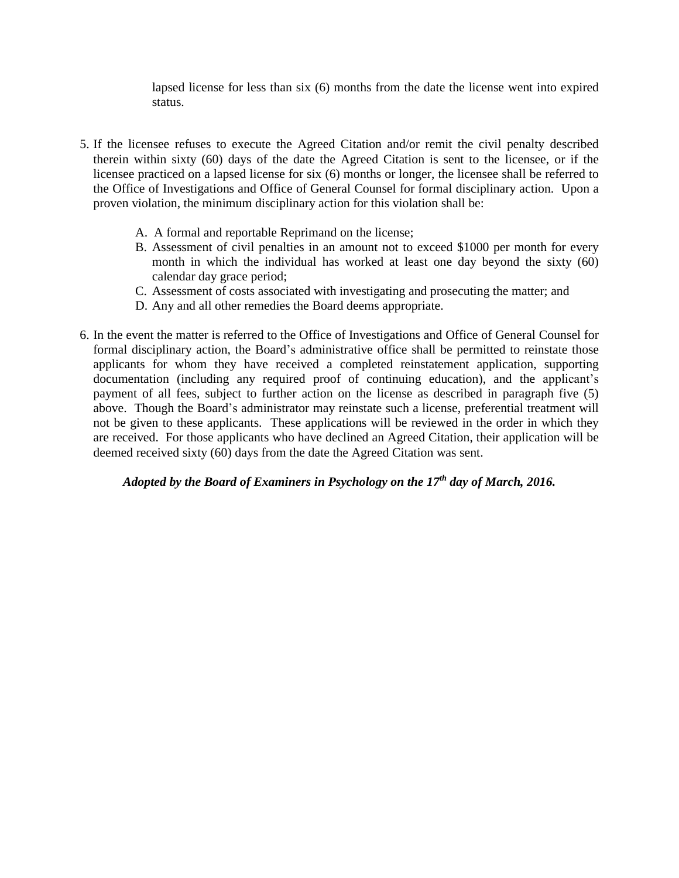lapsed license for less than six (6) months from the date the license went into expired status.

5. If the licensee refuses to execute the Agreed Citation and/or remit the civil penalty described therein within sixty (60) days of the date the Agreed Citation is sent to the licensee, or if the licensee practiced on a lapsed license for six (6) months or longer, the licensee shall be referred to the Office of Investigations and Office of General Counsel for formal disciplinary action. Upon a proven violation, the minimum disciplinary action for this violation shall be:

   A. A formal and reportable Reprimand on the license;
   B. Assessment of civil penalties in an amount not to exceed $1000 per month for every month in which the individual has worked at least one day beyond the sixty (60) calendar day grace period;
   C. Assessment of costs associated with investigating and prosecuting the matter; and
   D. Any and all other remedies the Board deems appropriate.

6. In the event the matter is referred to the Office of Investigations and Office of General Counsel for formal disciplinary action, the Board's administrative office shall be permitted to reinstate those applicants for whom they have received a completed reinstatement application, supporting documentation (including any required proof of continuing education), and the applicant's payment of all fees, subject to further action on the license as described in paragraph five (5) above. Though the Board's administrator may reinstate such a license, preferential treatment will not be given to these applicants. These applications will be reviewed in the order in which they are received. For those applicants who have declined an Agreed Citation, their application will be deemed received sixty (60) days from the date the Agreed Citation was sent.

***Adopted by the Board of Examiners in Psychology on the 17th day of March, 2016.***